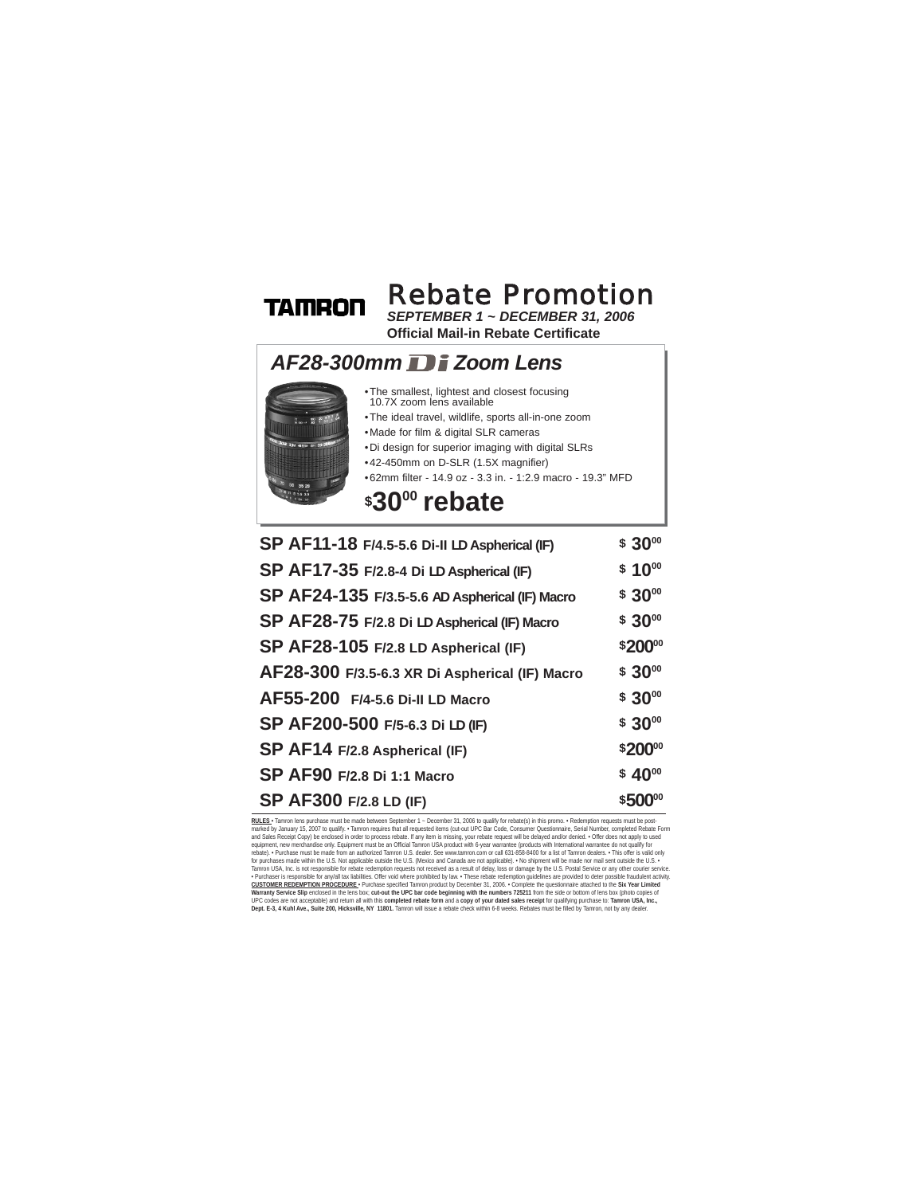**TAMRON**

# Rebate Promotion

***SEPTEMBER 1 ~ DECEMBER 31, 2006***

**Official Mail-in Rebate Certificate**

## *AF28-300mm Di Zoom Lens*

- The smallest, lightest and closest focusing 10.7X zoom lens available
- The ideal travel, wildlife, sports all-in-one zoom
- Made for film & digital SLR cameras
- Di design for superior imaging with digital SLRs
- 42-450mm on D-SLR (1.5X magnifier)
- 62mm filter - 14.9 oz - 3.3 in. - 1:2.9 macro - 19.3" MFD

**$30.00 rebate**

| Lens | Rebate |
|---|---|
| **SP AF11-18** F/4.5-5.6 Di-II LD Aspherical (IF) | $30.00 |
| **SP AF17-35** F/2.8-4 Di LD Aspherical (IF) | $10.00 |
| **SP AF24-135** F/3.5-5.6 AD Aspherical (IF) Macro | $30.00 |
| **SP AF28-75** F/2.8 Di LD Aspherical (IF) Macro | $30.00 |
| **SP AF28-105** F/2.8 LD Aspherical (IF) | $200.00 |
| **AF28-300** F/3.5-6.3 XR Di Aspherical (IF) Macro | $30.00 |
| **AF55-200** F/4-5.6 Di-II LD Macro | $30.00 |
| **SP AF200-500** F/5-6.3 Di LD (IF) | $30.00 |
| **SP AF14** F/2.8 Aspherical (IF) | $200.00 |
| **SP AF90** F/2.8 Di 1:1 Macro | $40.00 |
| **SP AF300** F/2.8 LD (IF) | $500.00 |

**RULES •** Tamron lens purchase must be made between September 1 ~ December 31, 2006 to qualify for rebate(s) in this promo. • Redemption requests must be post-marked by January 15, 2007 to qualify. • Tamron requires that all requested items (cut-out UPC Bar Code, Consumer Questionnaire, Serial Number, completed Rebate Form and Sales Receipt Copy) be enclosed in order to process rebate. If any item is missing, your rebate request will be delayed and/or denied. • Offer does not apply to used equipment, new merchandise only. Equipment must be an Official Tamron USA product with 6-year warrantee (products with International warrantee do not qualify for rebate). • Purchase must be made from an authorized Tamron U.S. dealer. See www.tamron.com or call 631-858-8400 for a list of Tamron dealers. • This offer is valid only for purchases made within the U.S. Not applicable outside the U.S. (Mexico and Canada are not applicable). • No shipment will be made nor mail sent outside the U.S. • Tamron USA, Inc. is not responsible for rebate redemption requests not received as a result of delay, loss or damage by the U.S. Postal Service or any other courier service. • Purchaser is responsible for any/all tax liabilities. Offer void where prohibited by law. • These rebate redemption guidelines are provided to deter possible fraudulent activity.

**CUSTOMER REDEMPTION PROCEDURE •** Purchase specified Tamron product by December 31, 2006. • Complete the questionnaire attached to the **Six Year Limited Warranty Service Slip** enclosed in the lens box; **cut-out the UPC bar code beginning with the numbers 725211** from the side or bottom of lens box (photo copies of UPC codes are not acceptable) and return all with this **completed rebate form** and a **copy of your dated sales receipt** for qualifying purchase to: **Tamron USA, Inc., Dept. E-3, 4 Kuhl Ave., Suite 200, Hicksville, NY 11801.** Tamron will issue a rebate check within 6-8 weeks. Rebates must be filled by Tamron, not by any dealer.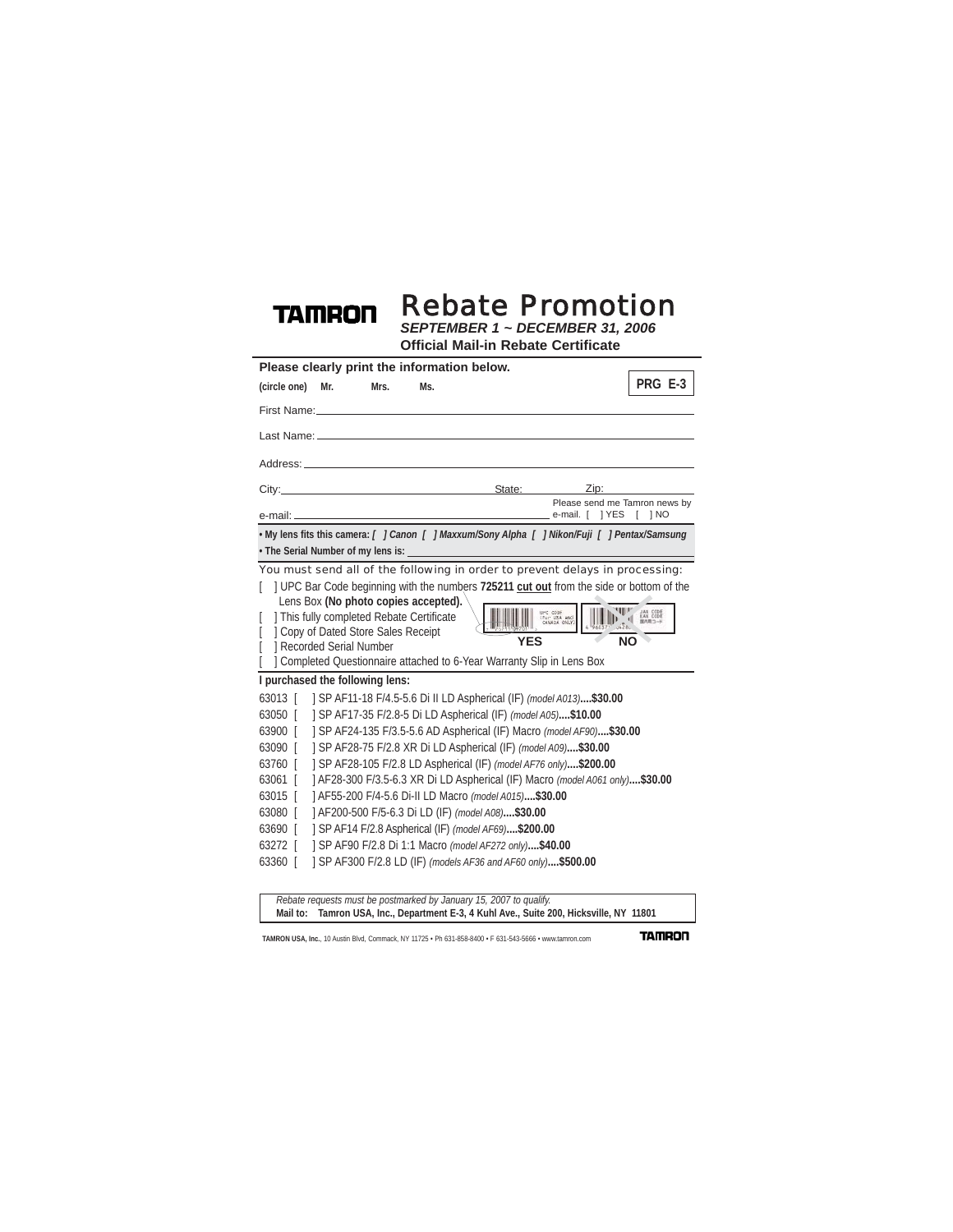# TAMRON Rebate Promotion

***SEPTEMBER 1 ~ DECEMBER 31, 2006***

**Official Mail-in Rebate Certificate**

**Please clearly print the information below.**

**PRG E-3**

**(circle one)** **Mr.** **Mrs.** **Ms.**

First Name:

Last Name:

Address:

City: State: Zip:

e-mail: Please send me Tamron news by e-mail. [ ] YES [ ] NO

**• My lens fits this camera:** ***[ ] Canon [ ] Maxxum/Sony Alpha [ ] Nikon/Fuji [ ] Pentax/Samsung***

**• The Serial Number of my lens is:**

You must send all of the following in order to prevent delays in processing:

[ ] UPC Bar Code beginning with the numbers **725211** **cut out** from the side or bottom of the Lens Box **(No photo copies accepted).**

[ ] This fully completed Rebate Certificate

[ ] Copy of Dated Store Sales Receipt

[ ] Recorded Serial Number

[ ] Completed Questionnaire attached to 6-Year Warranty Slip in Lens Box

UPC CODE (For USA and CANADA ONLY) — **YES**

JAN CODE EAN CODE 国内用コード — **NO**

**I purchased the following lens:**

63013 [ ] SP AF11-18 F/4.5-5.6 Di II LD Aspherical (IF) *(model A013)*....**$30.00**

63050 [ ] SP AF17-35 F/2.8-5 Di LD Aspherical (IF) *(model A05)*....**$10.00**

63900 [ ] SP AF24-135 F/3.5-5.6 AD Aspherical (IF) Macro *(model AF90)*....**$30.00**

63090 [ ] SP AF28-75 F/2.8 XR Di LD Aspherical (IF) *(model A09)*....**$30.00**

63760 [ ] SP AF28-105 F/2.8 LD Aspherical (IF) *(model AF76 only)*....**$200.00**

63061 [ ] AF28-300 F/3.5-6.3 XR Di LD Aspherical (IF) Macro *(model A061 only)*....**$30.00**

63015 [ ] AF55-200 F/4-5.6 Di-II LD Macro *(model A015)*....**$30.00**

63080 [ ] AF200-500 F/5-6.3 Di LD (IF) *(model A08)*....**$30.00**

63690 [ ] SP AF14 F/2.8 Aspherical (IF) *(model AF69)*....**$200.00**

63272 [ ] SP AF90 F/2.8 Di 1:1 Macro *(model AF272 only)*....**$40.00**

63360 [ ] SP AF300 F/2.8 LD (IF) *(models AF36 and AF60 only)*....**$500.00**

*Rebate requests must be postmarked by January 15, 2007 to qualify.*

**Mail to: Tamron USA, Inc., Department E-3, 4 Kuhl Ave., Suite 200, Hicksville, NY 11801**

**TAMRON USA, Inc.**, 10 Austin Blvd, Commack, NY 11725 • Ph 631-858-8400 • F 631-543-5666 • www.tamron.com

TAMRON